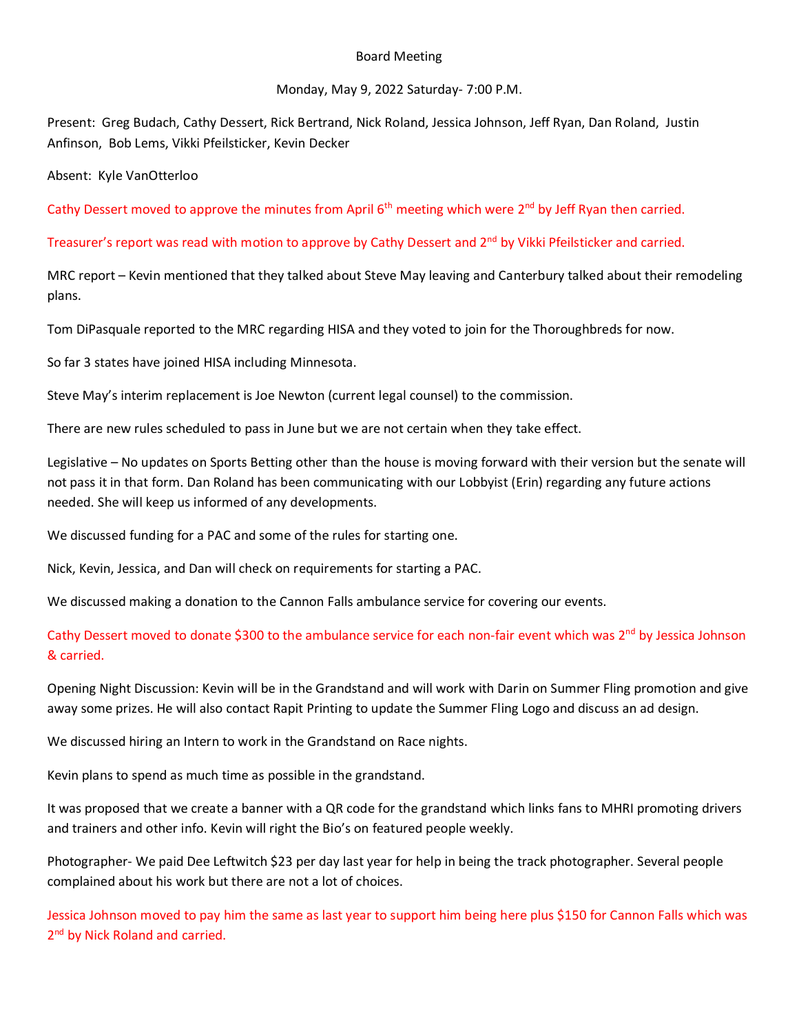Board Meeting

Monday, May 9, 2022 Saturday- 7:00 P.M.

Present: Greg Budach, Cathy Dessert, Rick Bertrand, Nick Roland, Jessica Johnson, Jeff Ryan, Dan Roland, Justin Anfinson, Bob Lems, Vikki Pfeilsticker, Kevin Decker

Absent: Kyle VanOtterloo

Cathy Dessert moved to approve the minutes from April 6th meeting which were 2nd by Jeff Ryan then carried.

Treasurer's report was read with motion to approve by Cathy Dessert and 2nd by Vikki Pfeilsticker and carried.

MRC report – Kevin mentioned that they talked about Steve May leaving and Canterbury talked about their remodeling plans.

Tom DiPasquale reported to the MRC regarding HISA and they voted to join for the Thoroughbreds for now.

So far 3 states have joined HISA including Minnesota.

Steve May's interim replacement is Joe Newton (current legal counsel) to the commission.

There are new rules scheduled to pass in June but we are not certain when they take effect.

Legislative – No updates on Sports Betting other than the house is moving forward with their version but the senate will not pass it in that form. Dan Roland has been communicating with our Lobbyist (Erin) regarding any future actions needed. She will keep us informed of any developments.

We discussed funding for a PAC and some of the rules for starting one.

Nick, Kevin, Jessica, and Dan will check on requirements for starting a PAC.

We discussed making a donation to the Cannon Falls ambulance service for covering our events.

Cathy Dessert moved to donate $300 to the ambulance service for each non-fair event which was 2nd by Jessica Johnson & carried.

Opening Night Discussion: Kevin will be in the Grandstand and will work with Darin on Summer Fling promotion and give away some prizes. He will also contact Rapit Printing to update the Summer Fling Logo and discuss an ad design.

We discussed hiring an Intern to work in the Grandstand on Race nights.

Kevin plans to spend as much time as possible in the grandstand.

It was proposed that we create a banner with a QR code for the grandstand which links fans to MHRI promoting drivers and trainers and other info. Kevin will right the Bio's on featured people weekly.

Photographer- We paid Dee Leftwitch $23 per day last year for help in being the track photographer. Several people complained about his work but there are not a lot of choices.

Jessica Johnson moved to pay him the same as last year to support him being here plus $150 for Cannon Falls which was 2nd by Nick Roland and carried.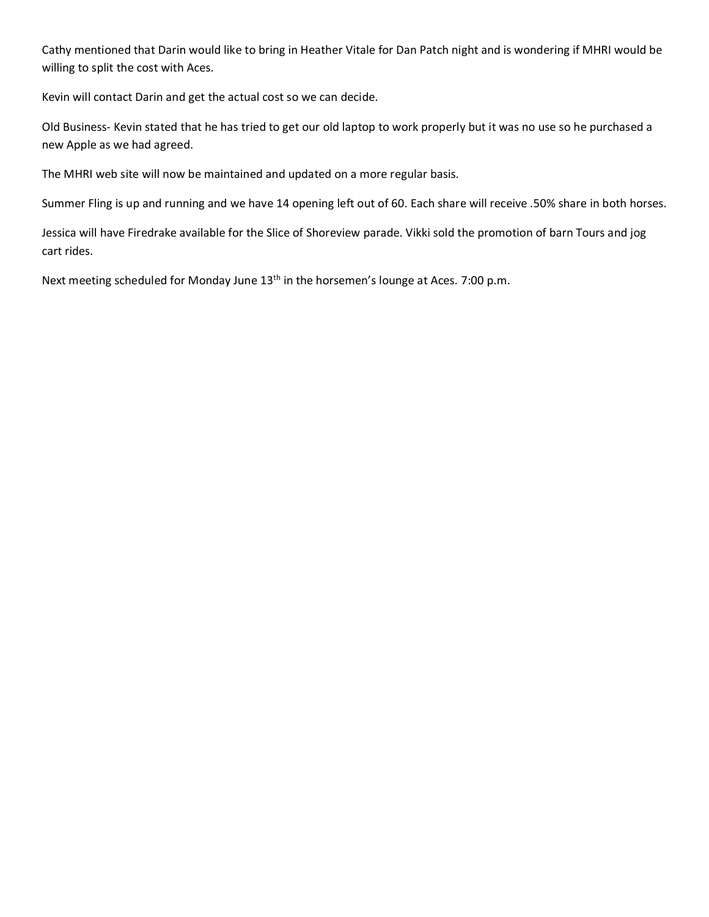Cathy mentioned that Darin would like to bring in Heather Vitale for Dan Patch night and is wondering if MHRI would be willing to split the cost with Aces.

Kevin will contact Darin and get the actual cost so we can decide.

Old Business- Kevin stated that he has tried to get our old laptop to work properly but it was no use so he purchased a new Apple as we had agreed.

The MHRI web site will now be maintained and updated on a more regular basis.

Summer Fling is up and running and we have 14 opening left out of 60. Each share will receive .50% share in both horses.

Jessica will have Firedrake available for the Slice of Shoreview parade. Vikki sold the promotion of barn Tours and jog cart rides.

Next meeting scheduled for Monday June 13th in the horsemen's lounge at Aces. 7:00 p.m.